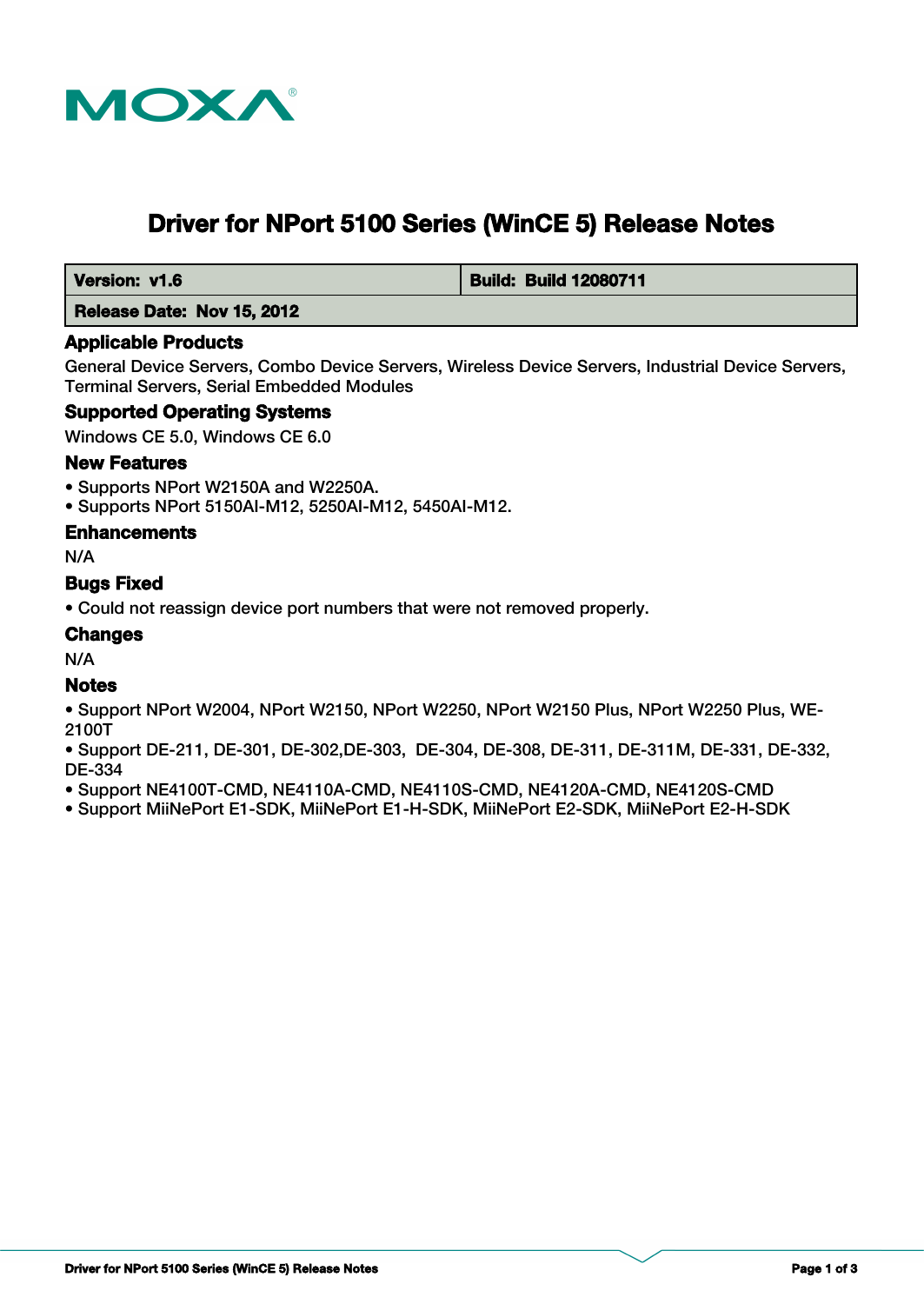# Driver for NPort 5100 Series (WinCE 5) Release Notes

| **Version: v1.6** | **Build: Build 12080711** |
| --- | --- |
| **Release Date: Nov 15, 2012** | |

## Applicable Products

General Device Servers, Combo Device Servers, Wireless Device Servers, Industrial Device Servers, Terminal Servers, Serial Embedded Modules

## Supported Operating Systems

Windows CE 5.0, Windows CE 6.0

## New Features

- Supports NPort W2150A and W2250A.
- Supports NPort 5150AI-M12, 5250AI-M12, 5450AI-M12.

## Enhancements

N/A

## Bugs Fixed

- Could not reassign device port numbers that were not removed properly.

## Changes

N/A

## Notes

- Support NPort W2004, NPort W2150, NPort W2250, NPort W2150 Plus, NPort W2250 Plus, WE-2100T
- Support DE-211, DE-301, DE-302,DE-303, DE-304, DE-308, DE-311, DE-311M, DE-331, DE-332, DE-334
- Support NE4100T-CMD, NE4110A-CMD, NE4110S-CMD, NE4120A-CMD, NE4120S-CMD
- Support MiiNePort E1-SDK, MiiNePort E1-H-SDK, MiiNePort E2-SDK, MiiNePort E2-H-SDK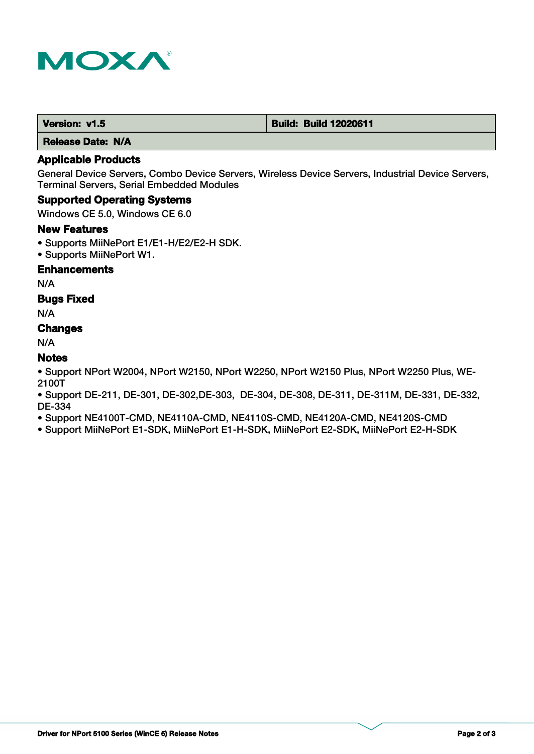| Version: v1.5 | Build: Build 12020611 |
| --- | --- |
| Release Date: N/A | |

### Applicable Products

General Device Servers, Combo Device Servers, Wireless Device Servers, Industrial Device Servers, Terminal Servers, Serial Embedded Modules

### Supported Operating Systems

Windows CE 5.0, Windows CE 6.0

### New Features

- Supports MiiNePort E1/E1-H/E2/E2-H SDK.
- Supports MiiNePort W1.

### Enhancements

N/A

### Bugs Fixed

N/A

### Changes

N/A

### Notes

- Support NPort W2004, NPort W2150, NPort W2250, NPort W2150 Plus, NPort W2250 Plus, WE-2100T
- Support DE-211, DE-301, DE-302,DE-303, DE-304, DE-308, DE-311, DE-311M, DE-331, DE-332, DE-334
- Support NE4100T-CMD, NE4110A-CMD, NE4110S-CMD, NE4120A-CMD, NE4120S-CMD
- Support MiiNePort E1-SDK, MiiNePort E1-H-SDK, MiiNePort E2-SDK, MiiNePort E2-H-SDK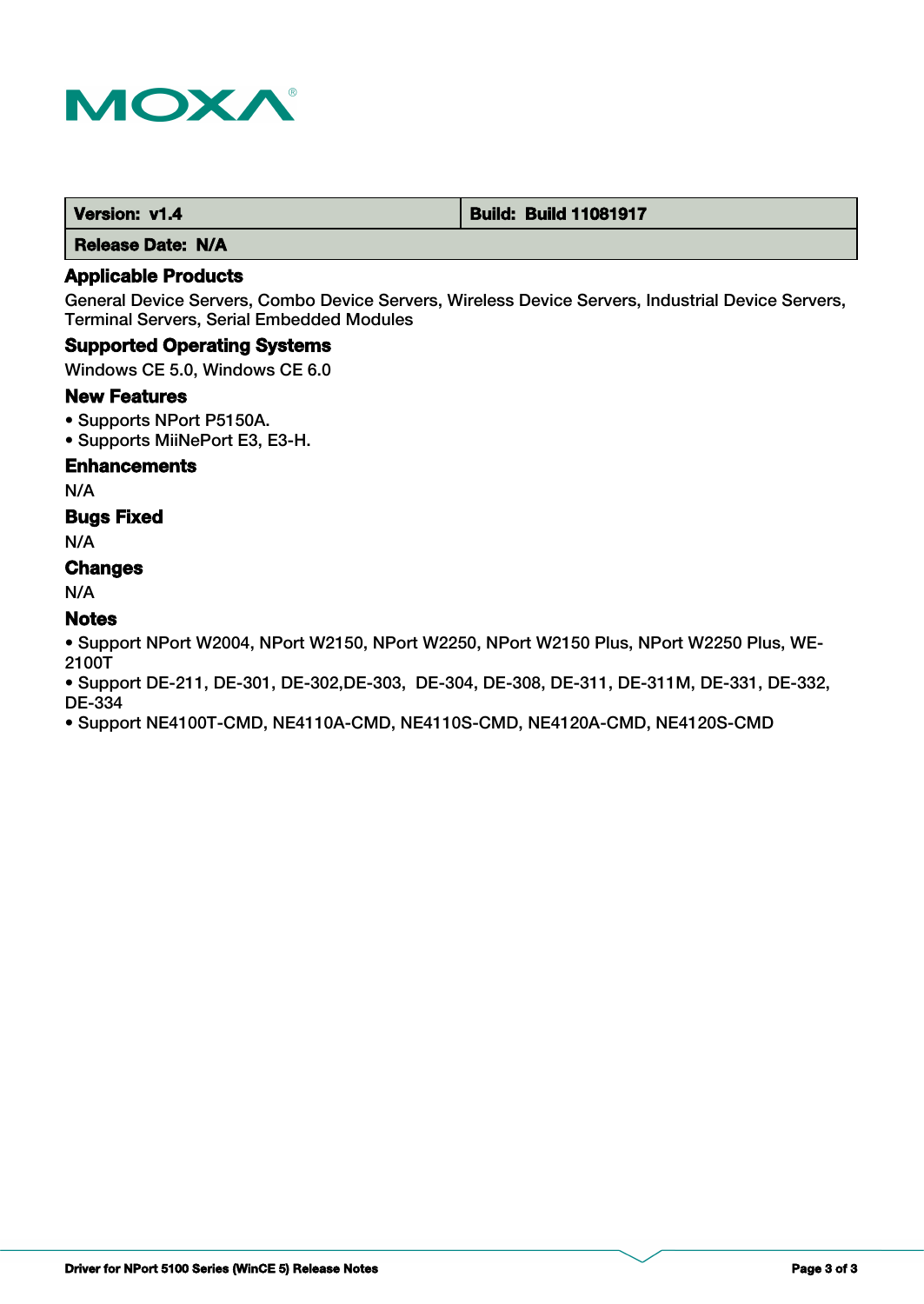| Version: v1.4 | Build: Build 11081917 |
| --- | --- |
| Release Date: N/A | |

### Applicable Products

General Device Servers, Combo Device Servers, Wireless Device Servers, Industrial Device Servers, Terminal Servers, Serial Embedded Modules

### Supported Operating Systems

Windows CE 5.0, Windows CE 6.0

### New Features

- Supports NPort P5150A.
- Supports MiiNePort E3, E3-H.

### Enhancements

N/A

### Bugs Fixed

N/A

### Changes

N/A

### Notes

- Support NPort W2004, NPort W2150, NPort W2250, NPort W2150 Plus, NPort W2250 Plus, WE-2100T
- Support DE-211, DE-301, DE-302,DE-303, DE-304, DE-308, DE-311, DE-311M, DE-331, DE-332, DE-334
- Support NE4100T-CMD, NE4110A-CMD, NE4110S-CMD, NE4120A-CMD, NE4120S-CMD